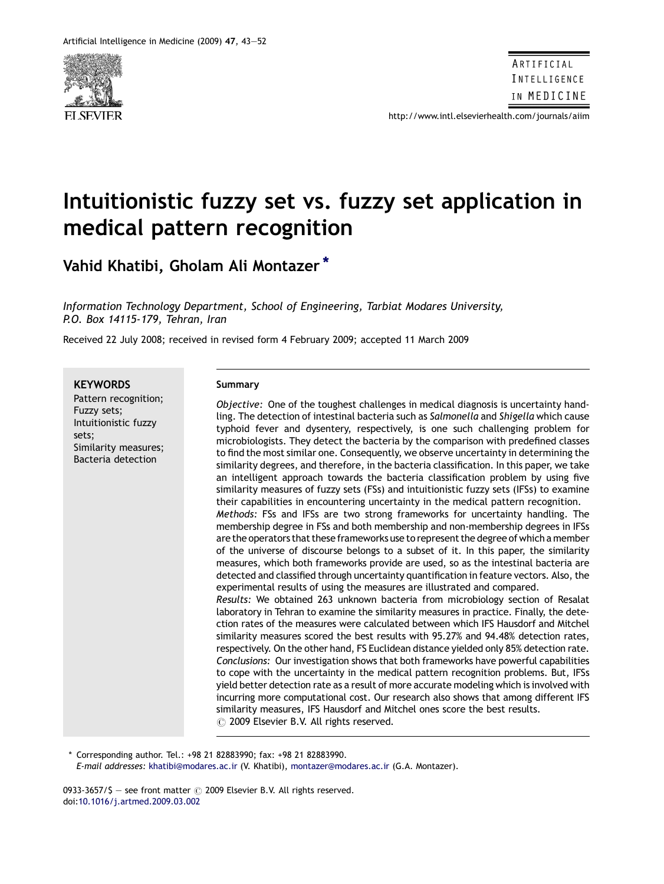# Intuitionistic fuzzy set vs. fuzzy set application in medical pattern recognition

## Vahid Khatibi, Gholam Ali Montazer *

*Information Technology Department, School of Engineering, Tarbiat Modares University, P.O. Box 14115-179, Tehran, Iran*

Received 22 July 2008; received in revised form 4 February 2009; accepted 11 March 2009

**KEYWORDS**

Pattern recognition; Fuzzy sets; Intuitionistic fuzzy sets; Similarity measures; Bacteria detection

**Summary**

*Objective:* One of the toughest challenges in medical diagnosis is uncertainty handling. The detection of intestinal bacteria such as *Salmonella* and *Shigella* which cause typhoid fever and dysentery, respectively, is one such challenging problem for microbiologists. They detect the bacteria by the comparison with predefined classes to find the most similar one. Consequently, we observe uncertainty in determining the similarity degrees, and therefore, in the bacteria classification. In this paper, we take an intelligent approach towards the bacteria classification problem by using five similarity measures of fuzzy sets (FSs) and intuitionistic fuzzy sets (IFSs) to examine their capabilities in encountering uncertainty in the medical pattern recognition.

*Methods:* FSs and IFSs are two strong frameworks for uncertainty handling. The membership degree in FSs and both membership and non-membership degrees in IFSs are the operators that these frameworks use to represent the degree of which a member of the universe of discourse belongs to a subset of it. In this paper, the similarity measures, which both frameworks provide are used, so as the intestinal bacteria are detected and classified through uncertainty quantification in feature vectors. Also, the experimental results of using the measures are illustrated and compared.

*Results:* We obtained 263 unknown bacteria from microbiology section of Resalat laboratory in Tehran to examine the similarity measures in practice. Finally, the detection rates of the measures were calculated between which IFS Hausdorf and Mitchel similarity measures scored the best results with 95.27% and 94.48% detection rates, respectively. On the other hand, FS Euclidean distance yielded only 85% detection rate.

*Conclusions:* Our investigation shows that both frameworks have powerful capabilities to cope with the uncertainty in the medical pattern recognition problems. But, IFSs yield better detection rate as a result of more accurate modeling which is involved with incurring more computational cost. Our research also shows that among different IFS similarity measures, IFS Hausdorf and Mitchel ones score the best results.

© 2009 Elsevier B.V. All rights reserved.

---

* Corresponding author. Tel.: +98 21 82883990; fax: +98 21 82883990.
*E-mail addresses:* khatibi@modares.ac.ir (V. Khatibi), montazer@modares.ac.ir (G.A. Montazer).

0933-3657/$ — see front matter © 2009 Elsevier B.V. All rights reserved.
doi:10.1016/j.artmed.2009.03.002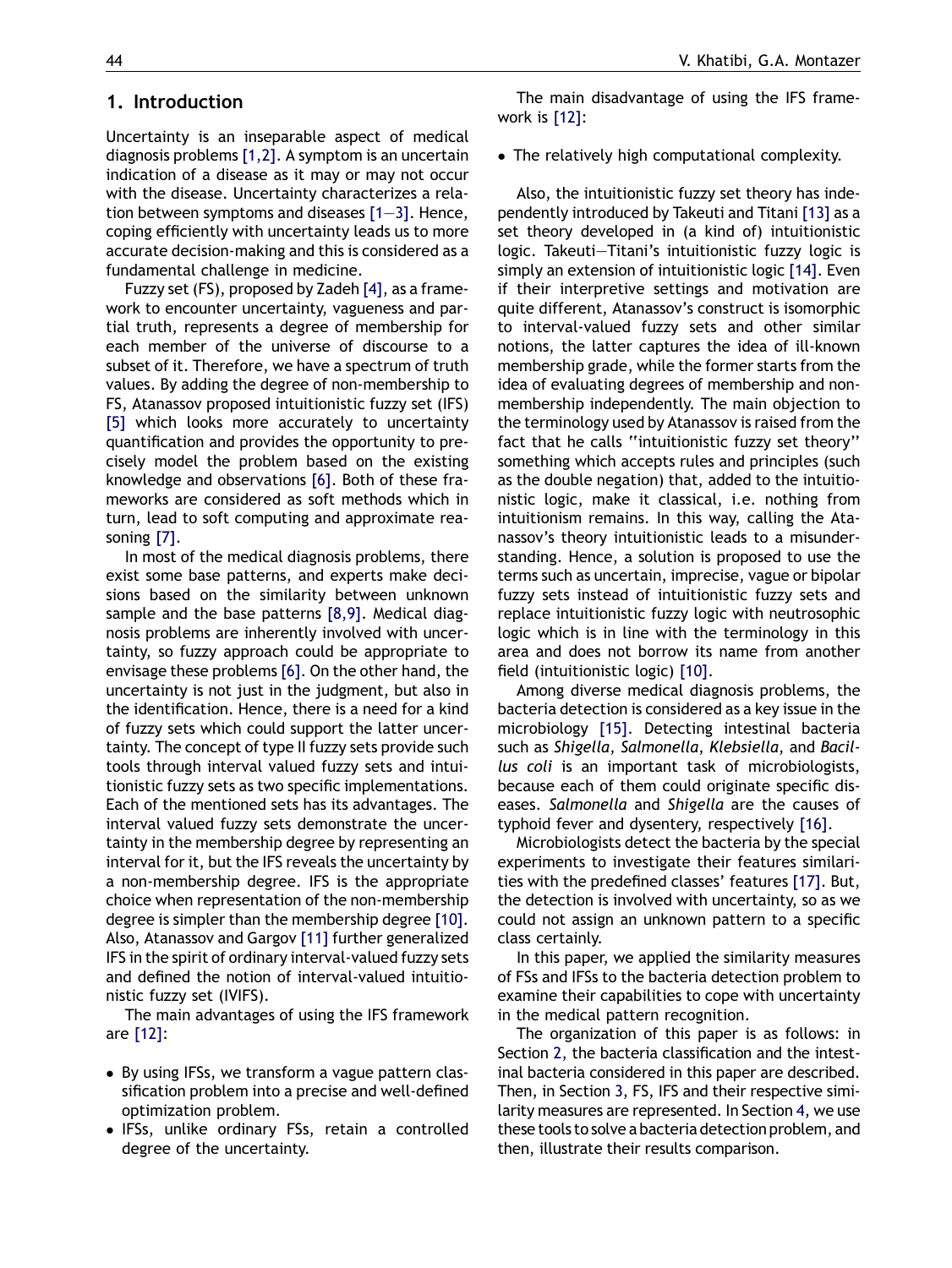## 1. Introduction

Uncertainty is an inseparable aspect of medical diagnosis problems [1,2]. A symptom is an uncertain indication of a disease as it may or may not occur with the disease. Uncertainty characterizes a relation between symptoms and diseases [1—3]. Hence, coping efficiently with uncertainty leads us to more accurate decision-making and this is considered as a fundamental challenge in medicine.

Fuzzy set (FS), proposed by Zadeh [4], as a framework to encounter uncertainty, vagueness and partial truth, represents a degree of membership for each member of the universe of discourse to a subset of it. Therefore, we have a spectrum of truth values. By adding the degree of non-membership to FS, Atanassov proposed intuitionistic fuzzy set (IFS) [5] which looks more accurately to uncertainty quantification and provides the opportunity to precisely model the problem based on the existing knowledge and observations [6]. Both of these frameworks are considered as soft methods which in turn, lead to soft computing and approximate reasoning [7].

In most of the medical diagnosis problems, there exist some base patterns, and experts make decisions based on the similarity between unknown sample and the base patterns [8,9]. Medical diagnosis problems are inherently involved with uncertainty, so fuzzy approach could be appropriate to envisage these problems [6]. On the other hand, the uncertainty is not just in the judgment, but also in the identification. Hence, there is a need for a kind of fuzzy sets which could support the latter uncertainty. The concept of type II fuzzy sets provide such tools through interval valued fuzzy sets and intuitionistic fuzzy sets as two specific implementations. Each of the mentioned sets has its advantages. The interval valued fuzzy sets demonstrate the uncertainty in the membership degree by representing an interval for it, but the IFS reveals the uncertainty by a non-membership degree. IFS is the appropriate choice when representation of the non-membership degree is simpler than the membership degree [10]. Also, Atanassov and Gargov [11] further generalized IFS in the spirit of ordinary interval-valued fuzzy sets and defined the notion of interval-valued intuitionistic fuzzy set (IVIFS).

The main advantages of using the IFS framework are [12]:

- By using IFSs, we transform a vague pattern classification problem into a precise and well-defined optimization problem.
- IFSs, unlike ordinary FSs, retain a controlled degree of the uncertainty.

The main disadvantage of using the IFS framework is [12]:

- The relatively high computational complexity.

Also, the intuitionistic fuzzy set theory has independently introduced by Takeuti and Titani [13] as a set theory developed in (a kind of) intuitionistic logic. Takeuti—Titani's intuitionistic fuzzy logic is simply an extension of intuitionistic logic [14]. Even if their interpretive settings and motivation are quite different, Atanassov's construct is isomorphic to interval-valued fuzzy sets and other similar notions, the latter captures the idea of ill-known membership grade, while the former starts from the idea of evaluating degrees of membership and non-membership independently. The main objection to the terminology used by Atanassov is raised from the fact that he calls ''intuitionistic fuzzy set theory'' something which accepts rules and principles (such as the double negation) that, added to the intuitionistic logic, make it classical, i.e. nothing from intuitionism remains. In this way, calling the Atanassov's theory intuitionistic leads to a misunderstanding. Hence, a solution is proposed to use the terms such as uncertain, imprecise, vague or bipolar fuzzy sets instead of intuitionistic fuzzy sets and replace intuitionistic fuzzy logic with neutrosophic logic which is in line with the terminology in this area and does not borrow its name from another field (intuitionistic logic) [10].

Among diverse medical diagnosis problems, the bacteria detection is considered as a key issue in the microbiology [15]. Detecting intestinal bacteria such as *Shigella*, *Salmonella*, *Klebsiella*, and *Bacillus coli* is an important task of microbiologists, because each of them could originate specific diseases. *Salmonella* and *Shigella* are the causes of typhoid fever and dysentery, respectively [16].

Microbiologists detect the bacteria by the special experiments to investigate their features similarities with the predefined classes' features [17]. But, the detection is involved with uncertainty, so as we could not assign an unknown pattern to a specific class certainly.

In this paper, we applied the similarity measures of FSs and IFSs to the bacteria detection problem to examine their capabilities to cope with uncertainty in the medical pattern recognition.

The organization of this paper is as follows: in Section 2, the bacteria classification and the intestinal bacteria considered in this paper are described. Then, in Section 3, FS, IFS and their respective similarity measures are represented. In Section 4, we use these tools to solve a bacteria detection problem, and then, illustrate their results comparison.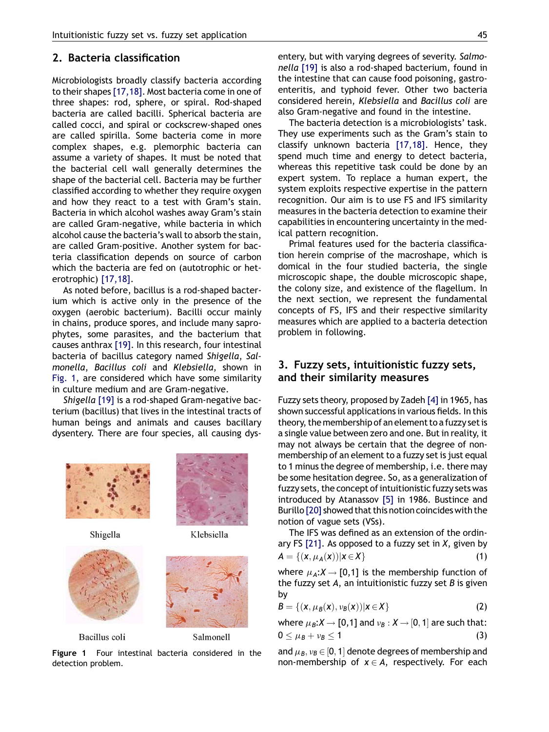## 2. Bacteria classification

Microbiologists broadly classify bacteria according to their shapes [17,18]. Most bacteria come in one of three shapes: rod, sphere, or spiral. Rod-shaped bacteria are called bacilli. Spherical bacteria are called cocci, and spiral or cockscrew-shaped ones are called spirilla. Some bacteria come in more complex shapes, e.g. plemorphic bacteria can assume a variety of shapes. It must be noted that the bacterial cell wall generally determines the shape of the bacterial cell. Bacteria may be further classified according to whether they require oxygen and how they react to a test with Gram's stain. Bacteria in which alcohol washes away Gram's stain are called Gram-negative, while bacteria in which alcohol cause the bacteria's wall to absorb the stain, are called Gram-positive. Another system for bacteria classification depends on source of carbon which the bacteria are fed on (autotrophic or heterotrophic) [17,18].

As noted before, bacillus is a rod-shaped bacterium which is active only in the presence of the oxygen (aerobic bacterium). Bacilli occur mainly in chains, produce spores, and include many saprophytes, some parasites, and the bacterium that causes anthrax [19]. In this research, four intestinal bacteria of bacillus category named *Shigella, Salmonella, Bacillus coli* and *Klebsiella,* shown in Fig. 1, are considered which have some similarity in culture medium and are Gram-negative.

*Shigella* [19] is a rod-shaped Gram-negative bacterium (bacillus) that lives in the intestinal tracts of human beings and animals and causes bacillary dysentery. There are four species, all causing dysentery, but with varying degrees of severity. *Salmonella* [19] is also a rod-shaped bacterium, found in the intestine that can cause food poisoning, gastroenteritis, and typhoid fever. Other two bacteria considered herein, *Klebsiella* and *Bacillus coli* are also Gram-negative and found in the intestine.

Shigella Klebsiella

Bacillus coli Salmonell

**Figure 1** Four intestinal bacteria considered in the detection problem.

The bacteria detection is a microbiologists' task. They use experiments such as the Gram's stain to classify unknown bacteria [17,18]. Hence, they spend much time and energy to detect bacteria, whereas this repetitive task could be done by an expert system. To replace a human expert, the system exploits respective expertise in the pattern recognition. Our aim is to use FS and IFS similarity measures in the bacteria detection to examine their capabilities in encountering uncertainty in the medical pattern recognition.

Primal features used for the bacteria classification herein comprise of the macroshape, which is domical in the four studied bacteria, the single microscopic shape, the double microscopic shape, the colony size, and existence of the flagellum. In the next section, we represent the fundamental concepts of FS, IFS and their respective similarity measures which are applied to a bacteria detection problem in following.

## 3. Fuzzy sets, intuitionistic fuzzy sets, and their similarity measures

Fuzzy sets theory, proposed by Zadeh [4] in 1965, has shown successful applications in various fields. In this theory, the membership of an element to a fuzzy set is a single value between zero and one. But in reality, it may not always be certain that the degree of non-membership of an element to a fuzzy set is just equal to 1 minus the degree of membership, i.e. there may be some hesitation degree. So, as a generalization of fuzzy sets, the concept of intuitionistic fuzzy sets was introduced by Atanassov [5] in 1986. Bustince and Burillo [20] showed that this notion coincides with the notion of vague sets (VSs).

The IFS was defined as an extension of the ordinary FS [21]. As opposed to a fuzzy set in $X$, given by

$$A = \{(x, \mu_A(x)) | x \in X\} \tag{1}$$

where $\mu_A: X \to [0,1]$ is the membership function of the fuzzy set $A$, an intuitionistic fuzzy set $B$ is given by

$$B = \{(x, \mu_B(x), \nu_B(x)) | x \in X\} \tag{2}$$

where $\mu_B: X \to [0,1]$ and $\nu_B: X \to [0,1]$ are such that:

$$0 \le \mu_B + \nu_B \le 1 \tag{3}$$

and $\mu_B, \nu_B \in [0,1]$ denote degrees of membership and non-membership of $x \in A$, respectively. For each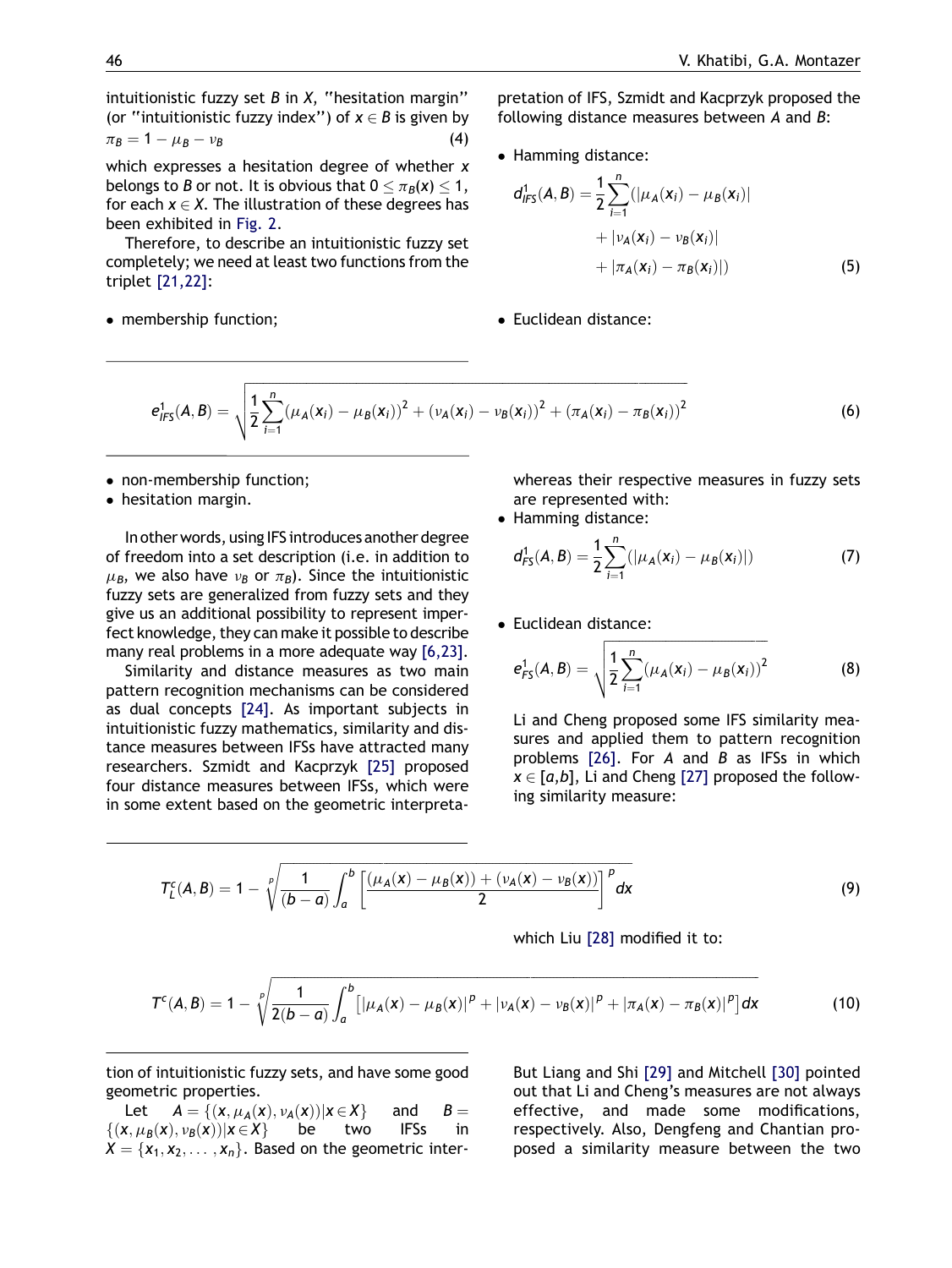intuitionistic fuzzy set $B$ in $X$, "hesitation margin" (or "intuitionistic fuzzy index") of $x \in B$ is given by

$$\pi_B = 1 - \mu_B - \nu_B \tag{4}$$

which expresses a hesitation degree of whether $x$ belongs to $B$ or not. It is obvious that $0 \leq \pi_B(x) \leq 1$, for each $x \in X$. The illustration of these degrees has been exhibited in Fig. 2.

Therefore, to describe an intuitionistic fuzzy set completely; we need at least two functions from the triplet [21,22]:

- membership function;
- non-membership function;
- hesitation margin.

In other words, using IFS introduces another degree of freedom into a set description (i.e. in addition to $\mu_B$, we also have $\nu_B$ or $\pi_B$). Since the intuitionistic fuzzy sets are generalized from fuzzy sets and they give us an additional possibility to represent imperfect knowledge, they can make it possible to describe many real problems in a more adequate way [6,23].

Similarity and distance measures as two main pattern recognition mechanisms can be considered as dual concepts [24]. As important subjects in intuitionistic fuzzy mathematics, similarity and distance measures between IFSs have attracted many researchers. Szmidt and Kacprzyk [25] proposed four distance measures between IFSs, which were in some extent based on the geometric interpretation of intuitionistic fuzzy sets, and have some good geometric properties.

Let $A = \{(x, \mu_A(x), \nu_A(x)) | x \in X\}$ and $B = \{(x, \mu_B(x), \nu_B(x)) | x \in X\}$ be two IFSs in $X = \{x_1, x_2, \ldots, x_n\}$. Based on the geometric interpretation of IFS, Szmidt and Kacprzyk proposed the following distance measures between $A$ and $B$:

- Hamming distance:

$$d^1_{IFS}(A, B) = \frac{1}{2}\sum_{i=1}^{n}(|\mu_A(x_i) - \mu_B(x_i)| + |\nu_A(x_i) - \nu_B(x_i)| + |\pi_A(x_i) - \pi_B(x_i)|) \tag{5}$$

- Euclidean distance:

$$e^1_{IFS}(A, B) = \sqrt{\frac{1}{2}\sum_{i=1}^{n}(\mu_A(x_i) - \mu_B(x_i))^2 + (\nu_A(x_i) - \nu_B(x_i))^2 + (\pi_A(x_i) - \pi_B(x_i))^2} \tag{6}$$

whereas their respective measures in fuzzy sets are represented with:

- Hamming distance:

$$d^1_{FS}(A, B) = \frac{1}{2}\sum_{i=1}^{n}(|\mu_A(x_i) - \mu_B(x_i)|) \tag{7}$$

- Euclidean distance:

$$e^1_{FS}(A, B) = \sqrt{\frac{1}{2}\sum_{i=1}^{n}(\mu_A(x_i) - \mu_B(x_i))^2} \tag{8}$$

Li and Cheng proposed some IFS similarity measures and applied them to pattern recognition problems [26]. For $A$ and $B$ as IFSs in which $x \in [a,b]$, Li and Cheng [27] proposed the following similarity measure:

$$T^c_L(A, B) = 1 - \sqrt[p]{\frac{1}{(b-a)}\int_a^b \left[\frac{(\mu_A(x) - \mu_B(x)) + (\nu_A(x) - \nu_B(x))}{2}\right]^p dx} \tag{9}$$

which Liu [28] modified it to:

$$T^c(A, B) = 1 - \sqrt[p]{\frac{1}{2(b-a)}\int_a^b \left[|\mu_A(x) - \mu_B(x)|^p + |\nu_A(x) - \nu_B(x)|^p + |\pi_A(x) - \pi_B(x)|^p\right] dx} \tag{10}$$

But Liang and Shi [29] and Mitchell [30] pointed out that Li and Cheng's measures are not always effective, and made some modifications, respectively. Also, Dengfeng and Chantian proposed a similarity measure between the two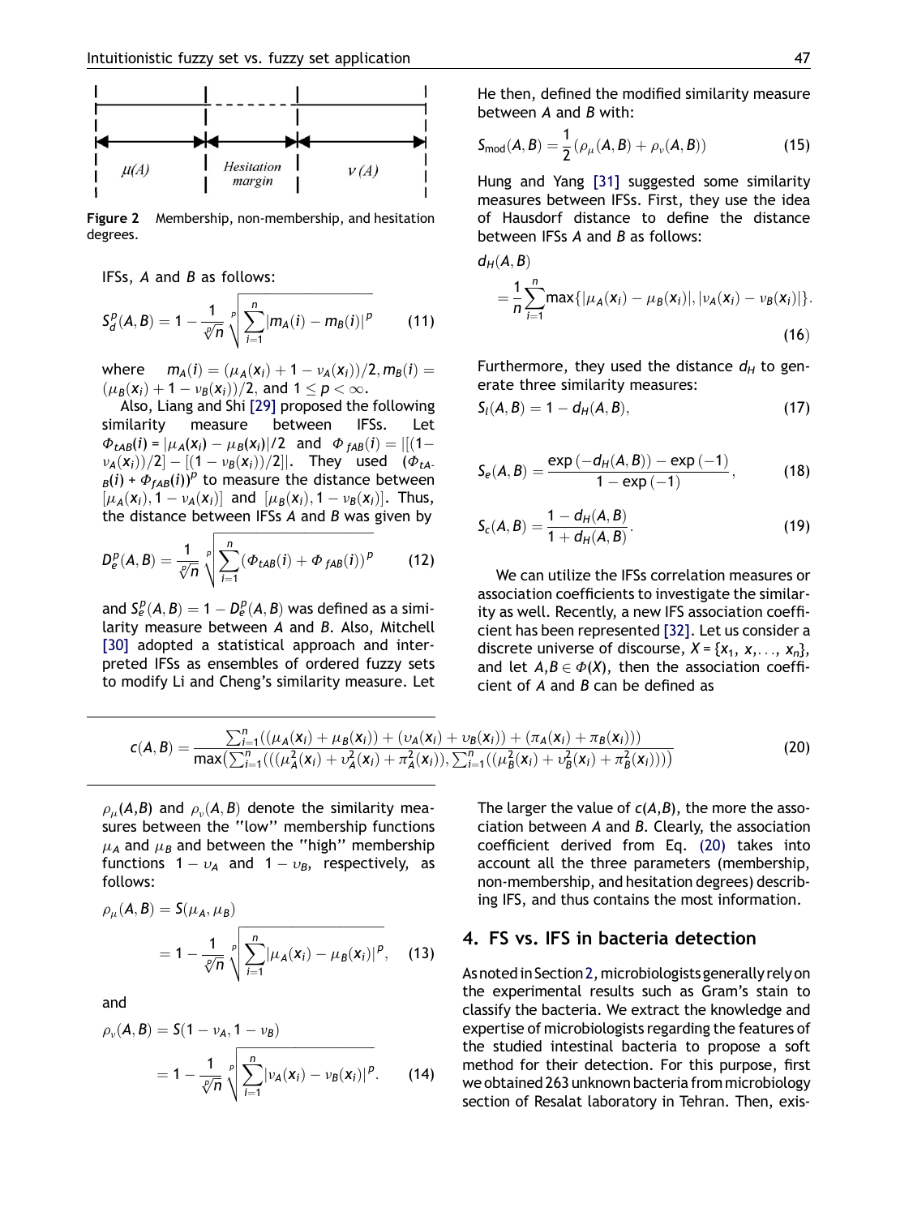Figure 2 Membership, non-membership, and hesitation degrees.

IFSs, $A$ and $B$ as follows:

$$S_d^p(A,B) = 1 - \frac{1}{\sqrt[p]{n}} \sqrt[p]{\sum_{i=1}^{n} |m_A(i) - m_B(i)|^p} \quad (11)$$

where $m_A(i) = (\mu_A(x_i) + 1 - \nu_A(x_i))/2, m_B(i) = (\mu_B(x_i) + 1 - \nu_B(x_i))/2$, and $1 \le p < \infty$.

Also, Liang and Shi [29] proposed the following similarity measure between IFSs. Let $\Phi_{tAB}(i) = |\mu_A(x_i) - \mu_B(x_i)|/2$ and $\Phi_{fAB}(i) = |[(1-\nu_A(x_i))/2] - [(1-\nu_B(x_i))/2]|$. They used $(\Phi_{tAB}(i) + \Phi_{fAB}(i))^p$ to measure the distance between $[\mu_A(x_i), 1-\nu_A(x_i)]$ and $[\mu_B(x_i), 1-\nu_B(x_i)]$. Thus, the distance between IFSs $A$ and $B$ was given by

$$D_e^p(A,B) = \frac{1}{\sqrt[p]{n}} \sqrt[p]{\sum_{i=1}^{n} (\Phi_{tAB}(i) + \Phi_{fAB}(i))^p} \quad (12)$$

and $S_e^p(A,B) = 1 - D_e^p(A,B)$ was defined as a similarity measure between $A$ and $B$. Also, Mitchell [30] adopted a statistical approach and interpreted IFSs as ensembles of ordered fuzzy sets to modify Li and Cheng's similarity measure. Let $\rho_\mu(A,B)$ and $\rho_\nu(A,B)$ denote the similarity measures between the ''low'' membership functions $\mu_A$ and $\mu_B$ and between the ''high'' membership functions $1-\upsilon_A$ and $1-\upsilon_B$, respectively, as follows:

$$\rho_\mu(A,B) = S(\mu_A, \mu_B) = 1 - \frac{1}{\sqrt[p]{n}} \sqrt[p]{\sum_{i=1}^{n} |\mu_A(x_i) - \mu_B(x_i)|^p}, \quad (13)$$

and

$$\rho_\nu(A,B) = S(1-\nu_A, 1-\nu_B) = 1 - \frac{1}{\sqrt[p]{n}} \sqrt[p]{\sum_{i=1}^{n} |\nu_A(x_i) - \nu_B(x_i)|^p}. \quad (14)$$

He then, defined the modified similarity measure between $A$ and $B$ with:

$$S_{\mathrm{mod}}(A,B) = \frac{1}{2}(\rho_\mu(A,B) + \rho_\nu(A,B)) \quad (15)$$

Hung and Yang [31] suggested some similarity measures between IFSs. First, they use the idea of Hausdorf distance to define the distance between IFSs $A$ and $B$ as follows:

$$d_H(A,B) = \frac{1}{n}\sum_{i=1}^{n} \max\{|\mu_A(x_i) - \mu_B(x_i)|, |\nu_A(x_i) - \nu_B(x_i)|\}. \quad (16)$$

Furthermore, they used the distance $d_H$ to generate three similarity measures:

$$S_l(A,B) = 1 - d_H(A,B), \quad (17)$$

$$S_e(A,B) = \frac{\exp(-d_H(A,B)) - \exp(-1)}{1 - \exp(-1)}, \quad (18)$$

$$S_c(A,B) = \frac{1 - d_H(A,B)}{1 + d_H(A,B)}. \quad (19)$$

We can utilize the IFSs correlation measures or association coefficients to investigate the similarity as well. Recently, a new IFS association coefficient has been represented [32]. Let us consider a discrete universe of discourse, $X = \{x_1, x, \ldots, x_n\}$, and let $A, B \in \Phi(X)$, then the association coefficient of $A$ and $B$ can be defined as

$$c(A,B) = \frac{\sum_{i=1}^{n}((\mu_A(x_i) + \mu_B(x_i)) + (\upsilon_A(x_i) + \upsilon_B(x_i)) + (\pi_A(x_i) + \pi_B(x_i)))}{\max(\sum_{i=1}^{n}(((\mu_A^2(x_i) + \upsilon_A^2(x_i) + \pi_A^2(x_i)), \sum_{i=1}^{n}((\mu_B^2(x_i) + \upsilon_B^2(x_i) + \pi_B^2(x_i))))} \quad (20)$$

The larger the value of $c(A,B)$, the more the association between $A$ and $B$. Clearly, the association coefficient derived from Eq. (20) takes into account all the three parameters (membership, non-membership, and hesitation degrees) describing IFS, and thus contains the most information.

## 4. FS vs. IFS in bacteria detection

As noted in Section 2, microbiologists generally rely on the experimental results such as Gram's stain to classify the bacteria. We extract the knowledge and expertise of microbiologists regarding the features of the studied intestinal bacteria to propose a soft method for their detection. For this purpose, first we obtained 263 unknown bacteria from microbiology section of Resalat laboratory in Tehran. Then, exis-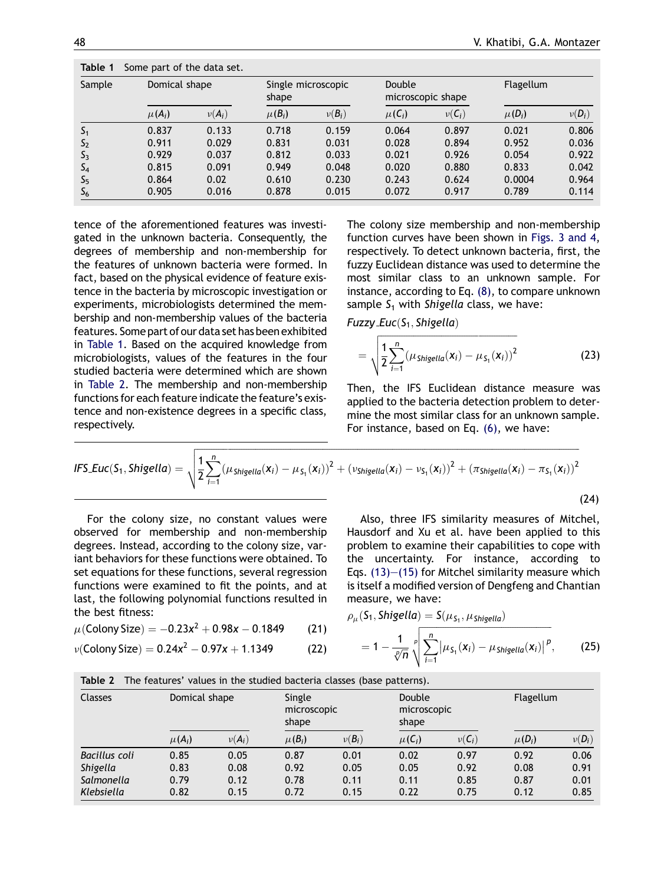Table 1 Some part of the data set.

| Sample | Domical shape | | Single microscopic shape | | Double microscopic shape | | Flagellum | |
|---|---|---|---|---|---|---|---|---|
| | $\mu(A_i)$ | $\nu(A_i)$ | $\mu(B_i)$ | $\nu(B_i)$ | $\mu(C_i)$ | $\nu(C_i)$ | $\mu(D_i)$ | $\nu(D_i)$ |
| $S_1$ | 0.837 | 0.133 | 0.718 | 0.159 | 0.064 | 0.897 | 0.021 | 0.806 |
| $S_2$ | 0.911 | 0.029 | 0.831 | 0.031 | 0.028 | 0.894 | 0.952 | 0.036 |
| $S_3$ | 0.929 | 0.037 | 0.812 | 0.033 | 0.021 | 0.926 | 0.054 | 0.922 |
| $S_4$ | 0.815 | 0.091 | 0.949 | 0.048 | 0.020 | 0.880 | 0.833 | 0.042 |
| $S_5$ | 0.864 | 0.02 | 0.610 | 0.230 | 0.243 | 0.624 | 0.0004 | 0.964 |
| $S_6$ | 0.905 | 0.016 | 0.878 | 0.015 | 0.072 | 0.917 | 0.789 | 0.114 |

tence of the aforementioned features was investigated in the unknown bacteria. Consequently, the degrees of membership and non-membership for the features of unknown bacteria were formed. In fact, based on the physical evidence of feature existence in the bacteria by microscopic investigation or experiments, microbiologists determined the membership and non-membership values of the bacteria features. Some part of our data set has been exhibited in Table 1. Based on the acquired knowledge from microbiologists, values of the features in the four studied bacteria were determined which are shown in Table 2. The membership and non-membership functions for each feature indicate the feature's existence and non-existence degrees in a specific class, respectively.

For the colony size, no constant values were observed for membership and non-membership degrees. Instead, according to the colony size, variant behaviors for these functions were obtained. To set equations for these functions, several regression functions were examined to fit the points, and at last, the following polynomial functions resulted in the best fitness:

$$\mu(\text{Colony Size}) = -0.23x^2 + 0.98x - 0.1849 \tag{21}$$

$$\nu(\text{Colony Size}) = 0.24x^2 - 0.97x + 1.1349 \tag{22}$$

The colony size membership and non-membership function curves have been shown in Figs. 3 and 4, respectively. To detect unknown bacteria, first, the fuzzy Euclidean distance was used to determine the most similar class to an unknown sample. For instance, according to Eq. (8), to compare unknown sample $S_1$ with *Shigella* class, we have:

$$\textit{Fuzzy\_Euc}(S_1, \textit{Shigella}) = \sqrt{\frac{1}{2}\sum_{i=1}^{n}(\mu_{Shigella}(x_i) - \mu_{S_1}(x_i))^2} \tag{23}$$

Then, the IFS Euclidean distance measure was applied to the bacteria detection problem to determine the most similar class for an unknown sample. For instance, based on Eq. (6), we have:

$$\textit{IFS\_Euc}(S_1, \textit{Shigella}) = \sqrt{\frac{1}{2}\sum_{i=1}^{n}(\mu_{Shigella}(x_i) - \mu_{S_1}(x_i))^2 + (\nu_{Shigella}(x_i) - \nu_{S_1}(x_i))^2 + (\pi_{Shigella}(x_i) - \pi_{S_1}(x_i))^2} \tag{24}$$

Also, three IFS similarity measures of Mitchel, Hausdorf and Xu et al. have been applied to this problem to examine their capabilities to cope with the uncertainty. For instance, according to Eqs. (13)—(15) for Mitchel similarity measure which is itself a modified version of Dengfeng and Chantian measure, we have:

$$\rho_\mu(S_1, \textit{Shigella}) = S(\mu_{S_1}, \mu_{Shigella}) = 1 - \frac{1}{\sqrt[p]{n}}\sqrt[p]{\sum_{i=1}^{n}\left|\mu_{S_1}(x_i) - \mu_{Shigella}(x_i)\right|^p}, \tag{25}$$

Table 2 The features' values in the studied bacteria classes (base patterns).

| Classes | Domical shape | | Single microscopic shape | | Double microscopic shape | | Flagellum | |
|---|---|---|---|---|---|---|---|---|
| | $\mu(A_i)$ | $\nu(A_i)$ | $\mu(B_i)$ | $\nu(B_i)$ | $\mu(C_i)$ | $\nu(C_i)$ | $\mu(D_i)$ | $\nu(D_i)$ |
| *Bacillus coli* | 0.85 | 0.05 | 0.87 | 0.01 | 0.02 | 0.97 | 0.92 | 0.06 |
| *Shigella* | 0.83 | 0.08 | 0.92 | 0.05 | 0.05 | 0.92 | 0.08 | 0.91 |
| *Salmonella* | 0.79 | 0.12 | 0.78 | 0.11 | 0.11 | 0.85 | 0.87 | 0.01 |
| *Klebsiella* | 0.82 | 0.15 | 0.72 | 0.15 | 0.22 | 0.75 | 0.12 | 0.85 |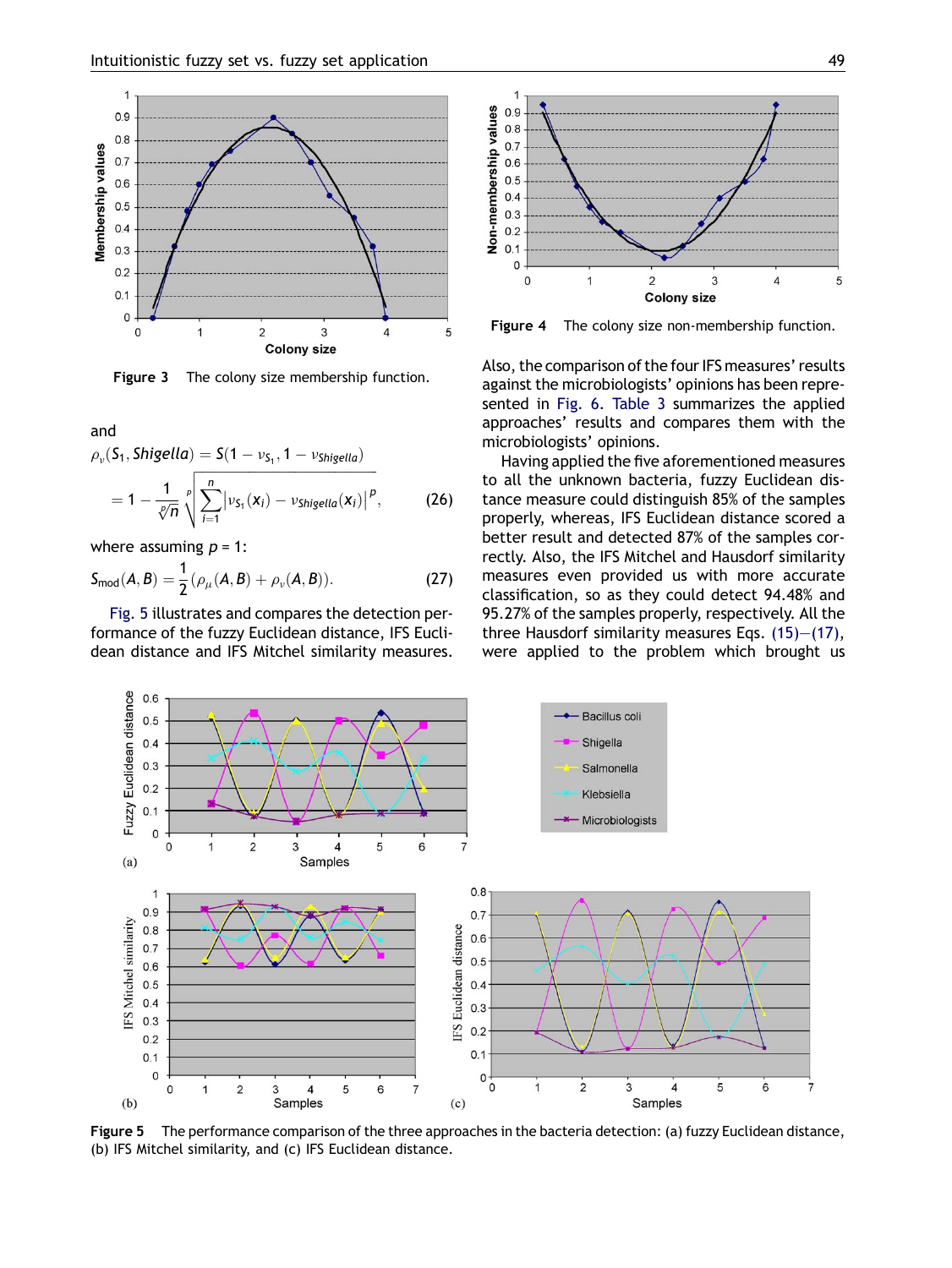Figure 3 The colony size membership function.

and

$$\rho_{\nu}(S_1, Shigella) = S(1 - \nu_{S_1}, 1 - \nu_{Shigella})$$

$$= 1 - \frac{1}{\sqrt[p]{n}} \sqrt[p]{\sum_{i=1}^{n} \left| \nu_{S_1}(x_i) - \nu_{Shigella}(x_i) \right|^{p}}, \qquad (26)$$

where assuming $p = 1$:

$$S_{mod}(A, B) = \frac{1}{2}(\rho_{\mu}(A, B) + \rho_{\nu}(A, B)). \qquad (27)$$

Fig. 5 illustrates and compares the detection performance of the fuzzy Euclidean distance, IFS Euclidean distance and IFS Mitchel similarity measures.

Figure 4 The colony size non-membership function.

Also, the comparison of the four IFS measures' results against the microbiologists' opinions has been represented in Fig. 6. Table 3 summarizes the applied approaches' results and compares them with the microbiologists' opinions.

Having applied the five aforementioned measures to all the unknown bacteria, fuzzy Euclidean distance measure could distinguish 85% of the samples properly, whereas, IFS Euclidean distance scored a better result and detected 87% of the samples correctly. Also, the IFS Mitchel and Hausdorf similarity measures even provided us with more accurate classification, so as they could detect 94.48% and 95.27% of the samples properly, respectively. All the three Hausdorf similarity measures Eqs. (15)–(17), were applied to the problem which brought us

Figure 5 The performance comparison of the three approaches in the bacteria detection: (a) fuzzy Euclidean distance, (b) IFS Mitchel similarity, and (c) IFS Euclidean distance.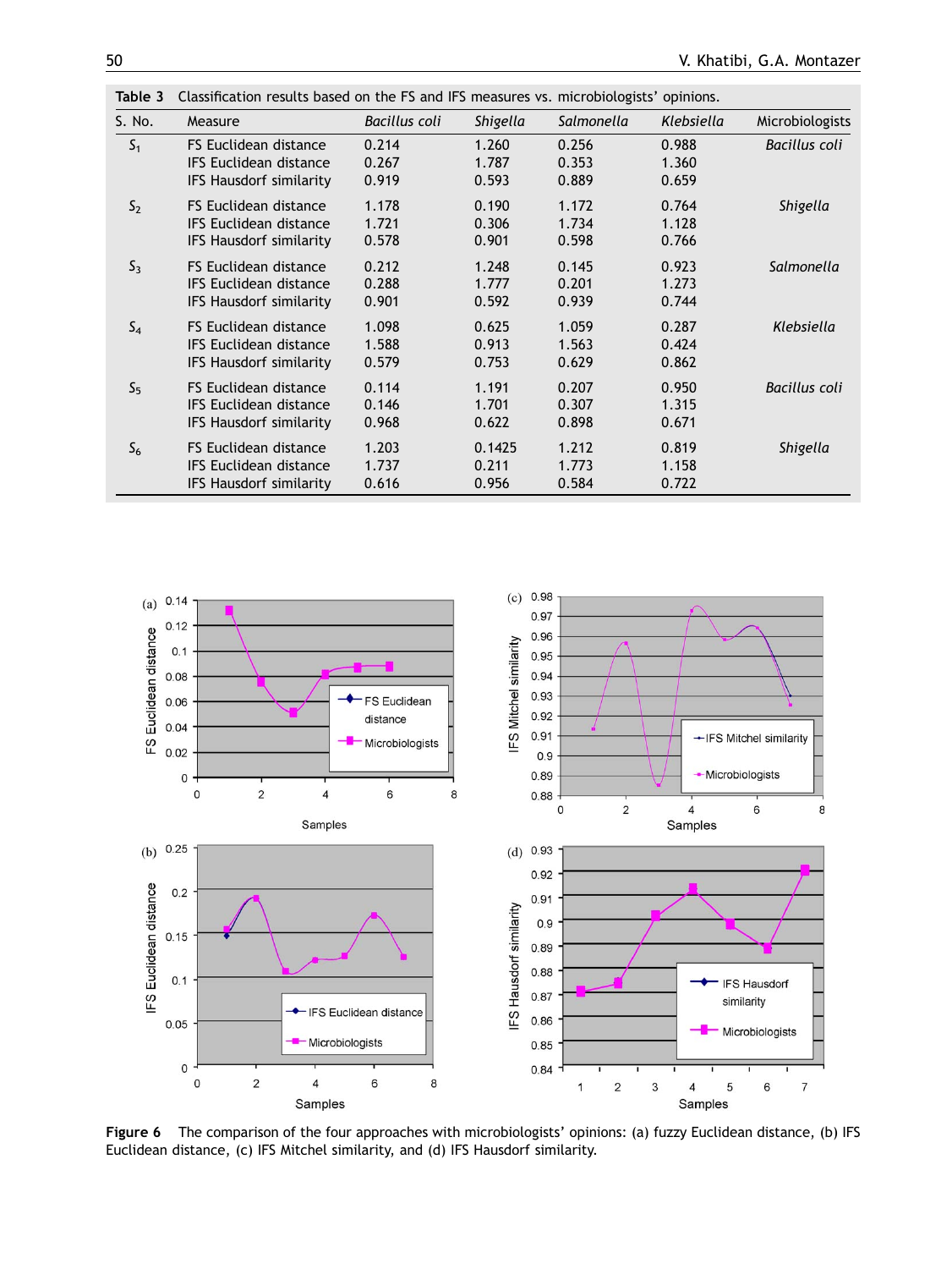**Table 3** Classification results based on the FS and IFS measures vs. microbiologists' opinions.

| S. No. | Measure | *Bacillus coli* | *Shigella* | *Salmonella* | *Klebsiella* | Microbiologists |
|---|---|---|---|---|---|---|
| $S_1$ | FS Euclidean distance | 0.214 | 1.260 | 0.256 | 0.988 | *Bacillus coli* |
| | IFS Euclidean distance | 0.267 | 1.787 | 0.353 | 1.360 | |
| | IFS Hausdorf similarity | 0.919 | 0.593 | 0.889 | 0.659 | |
| $S_2$ | FS Euclidean distance | 1.178 | 0.190 | 1.172 | 0.764 | *Shigella* |
| | IFS Euclidean distance | 1.721 | 0.306 | 1.734 | 1.128 | |
| | IFS Hausdorf similarity | 0.578 | 0.901 | 0.598 | 0.766 | |
| $S_3$ | FS Euclidean distance | 0.212 | 1.248 | 0.145 | 0.923 | *Salmonella* |
| | IFS Euclidean distance | 0.288 | 1.777 | 0.201 | 1.273 | |
| | IFS Hausdorf similarity | 0.901 | 0.592 | 0.939 | 0.744 | |
| $S_4$ | FS Euclidean distance | 1.098 | 0.625 | 1.059 | 0.287 | *Klebsiella* |
| | IFS Euclidean distance | 1.588 | 0.913 | 1.563 | 0.424 | |
| | IFS Hausdorf similarity | 0.579 | 0.753 | 0.629 | 0.862 | |
| $S_5$ | FS Euclidean distance | 0.114 | 1.191 | 0.207 | 0.950 | *Bacillus coli* |
| | IFS Euclidean distance | 0.146 | 1.701 | 0.307 | 1.315 | |
| | IFS Hausdorf similarity | 0.968 | 0.622 | 0.898 | 0.671 | |
| $S_6$ | FS Euclidean distance | 1.203 | 0.1425 | 1.212 | 0.819 | *Shigella* |
| | IFS Euclidean distance | 1.737 | 0.211 | 1.773 | 1.158 | |
| | IFS Hausdorf similarity | 0.616 | 0.956 | 0.584 | 0.722 | |

**Figure 6** The comparison of the four approaches with microbiologists' opinions: (a) fuzzy Euclidean distance, (b) IFS Euclidean distance, (c) IFS Mitchel similarity, and (d) IFS Hausdorf similarity.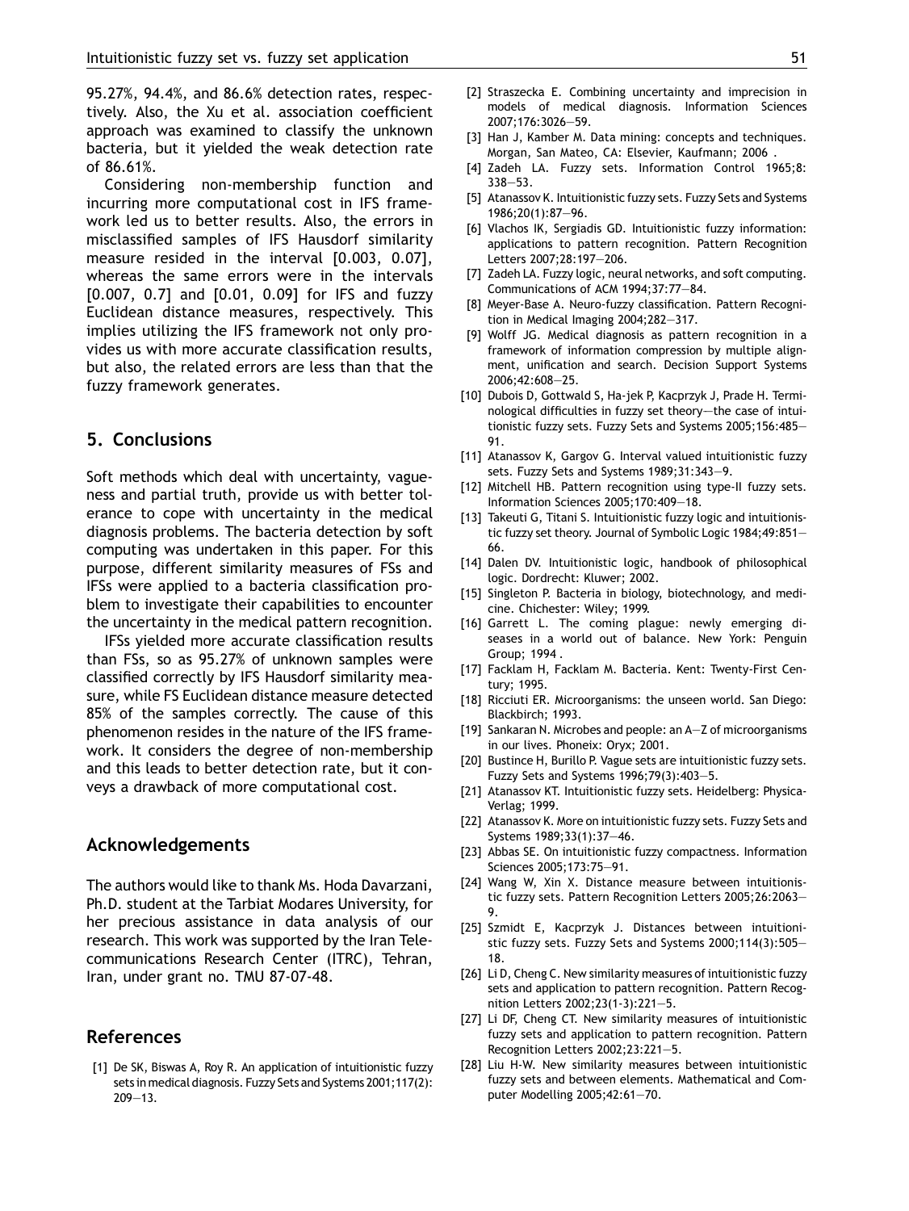95.27%, 94.4%, and 86.6% detection rates, respectively. Also, the Xu et al. association coefficient approach was examined to classify the unknown bacteria, but it yielded the weak detection rate of 86.61%.

Considering non-membership function and incurring more computational cost in IFS framework led us to better results. Also, the errors in misclassified samples of IFS Hausdorf similarity measure resided in the interval [0.003, 0.07], whereas the same errors were in the intervals [0.007, 0.7] and [0.01, 0.09] for IFS and fuzzy Euclidean distance measures, respectively. This implies utilizing the IFS framework not only provides us with more accurate classification results, but also, the related errors are less than that the fuzzy framework generates.

## 5. Conclusions

Soft methods which deal with uncertainty, vagueness and partial truth, provide us with better tolerance to cope with uncertainty in the medical diagnosis problems. The bacteria detection by soft computing was undertaken in this paper. For this purpose, different similarity measures of FSs and IFSs were applied to a bacteria classification problem to investigate their capabilities to encounter the uncertainty in the medical pattern recognition.

IFSs yielded more accurate classification results than FSs, so as 95.27% of unknown samples were classified correctly by IFS Hausdorf similarity measure, while FS Euclidean distance measure detected 85% of the samples correctly. The cause of this phenomenon resides in the nature of the IFS framework. It considers the degree of non-membership and this leads to better detection rate, but it conveys a drawback of more computational cost.

## Acknowledgements

The authors would like to thank Ms. Hoda Davarzani, Ph.D. student at the Tarbiat Modares University, for her precious assistance in data analysis of our research. This work was supported by the Iran Telecommunications Research Center (ITRC), Tehran, Iran, under grant no. TMU 87-07-48.

## References

[1] De SK, Biswas A, Roy R. An application of intuitionistic fuzzy sets in medical diagnosis. Fuzzy Sets and Systems 2001;117(2): 209—13.

[2] Straszecka E. Combining uncertainty and imprecision in models of medical diagnosis. Information Sciences 2007;176:3026—59.

[3] Han J, Kamber M. Data mining: concepts and techniques. Morgan, San Mateo, CA: Elsevier, Kaufmann; 2006 .

[4] Zadeh LA. Fuzzy sets. Information Control 1965;8: 338—53.

[5] Atanassov K. Intuitionistic fuzzy sets. Fuzzy Sets and Systems 1986;20(1):87—96.

[6] Vlachos IK, Sergiadis GD. Intuitionistic fuzzy information: applications to pattern recognition. Pattern Recognition Letters 2007;28:197—206.

[7] Zadeh LA. Fuzzy logic, neural networks, and soft computing. Communications of ACM 1994;37:77—84.

[8] Meyer-Base A. Neuro-fuzzy classification. Pattern Recognition in Medical Imaging 2004;282—317.

[9] Wolff JG. Medical diagnosis as pattern recognition in a framework of information compression by multiple alignment, unification and search. Decision Support Systems 2006;42:608—25.

[10] Dubois D, Gottwald S, Ha-jek P, Kacprzyk J, Prade H. Terminological difficulties in fuzzy set theory—the case of intuitionistic fuzzy sets. Fuzzy Sets and Systems 2005;156:485—91.

[11] Atanassov K, Gargov G. Interval valued intuitionistic fuzzy sets. Fuzzy Sets and Systems 1989;31:343—9.

[12] Mitchell HB. Pattern recognition using type-II fuzzy sets. Information Sciences 2005;170:409—18.

[13] Takeuti G, Titani S. Intuitionistic fuzzy logic and intuitionistic fuzzy set theory. Journal of Symbolic Logic 1984;49:851—66.

[14] Dalen DV. Intuitionistic logic, handbook of philosophical logic. Dordrecht: Kluwer; 2002.

[15] Singleton P. Bacteria in biology, biotechnology, and medicine. Chichester: Wiley; 1999.

[16] Garrett L. The coming plague: newly emerging diseases in a world out of balance. New York: Penguin Group; 1994 .

[17] Facklam H, Facklam M. Bacteria. Kent: Twenty-First Century; 1995.

[18] Ricciuti ER. Microorganisms: the unseen world. San Diego: Blackbirch; 1993.

[19] Sankaran N. Microbes and people: an A—Z of microorganisms in our lives. Phoneix: Oryx; 2001.

[20] Bustince H, Burillo P. Vague sets are intuitionistic fuzzy sets. Fuzzy Sets and Systems 1996;79(3):403—5.

[21] Atanassov KT. Intuitionistic fuzzy sets. Heidelberg: Physica-Verlag; 1999.

[22] Atanassov K. More on intuitionistic fuzzy sets. Fuzzy Sets and Systems 1989;33(1):37—46.

[23] Abbas SE. On intuitionistic fuzzy compactness. Information Sciences 2005;173:75—91.

[24] Wang W, Xin X. Distance measure between intuitionistic fuzzy sets. Pattern Recognition Letters 2005;26:2063—9.

[25] Szmidt E, Kacprzyk J. Distances between intuitionistic fuzzy sets. Fuzzy Sets and Systems 2000;114(3):505—18.

[26] Li D, Cheng C. New similarity measures of intuitionistic fuzzy sets and application to pattern recognition. Pattern Recognition Letters 2002;23(1-3):221—5.

[27] Li DF, Cheng CT. New similarity measures of intuitionistic fuzzy sets and application to pattern recognition. Pattern Recognition Letters 2002;23:221—5.

[28] Liu H-W. New similarity measures between intuitionistic fuzzy sets and between elements. Mathematical and Computer Modelling 2005;42:61—70.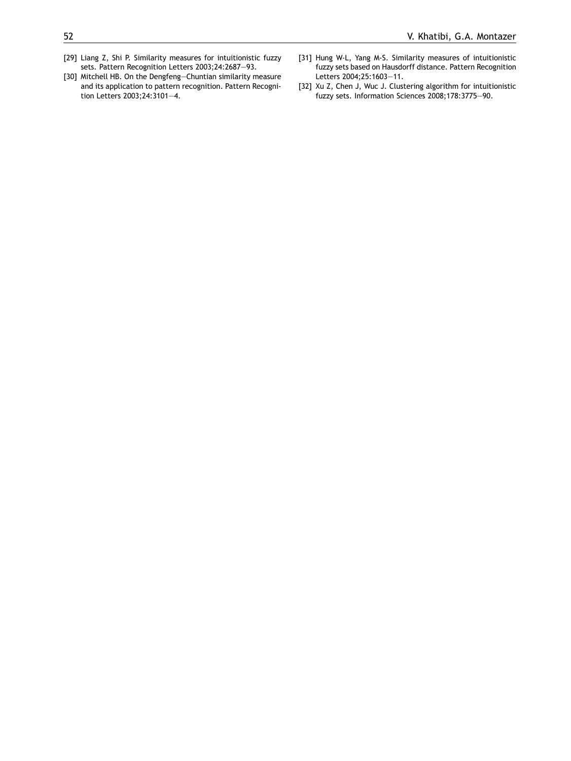[29] Liang Z, Shi P. Similarity measures for intuitionistic fuzzy sets. Pattern Recognition Letters 2003;24:2687—93.

[30] Mitchell HB. On the Dengfeng—Chuntian similarity measure and its application to pattern recognition. Pattern Recognition Letters 2003;24:3101—4.

[31] Hung W-L, Yang M-S. Similarity measures of intuitionistic fuzzy sets based on Hausdorff distance. Pattern Recognition Letters 2004;25:1603—11.

[32] Xu Z, Chen J, Wuc J. Clustering algorithm for intuitionistic fuzzy sets. Information Sciences 2008;178:3775—90.